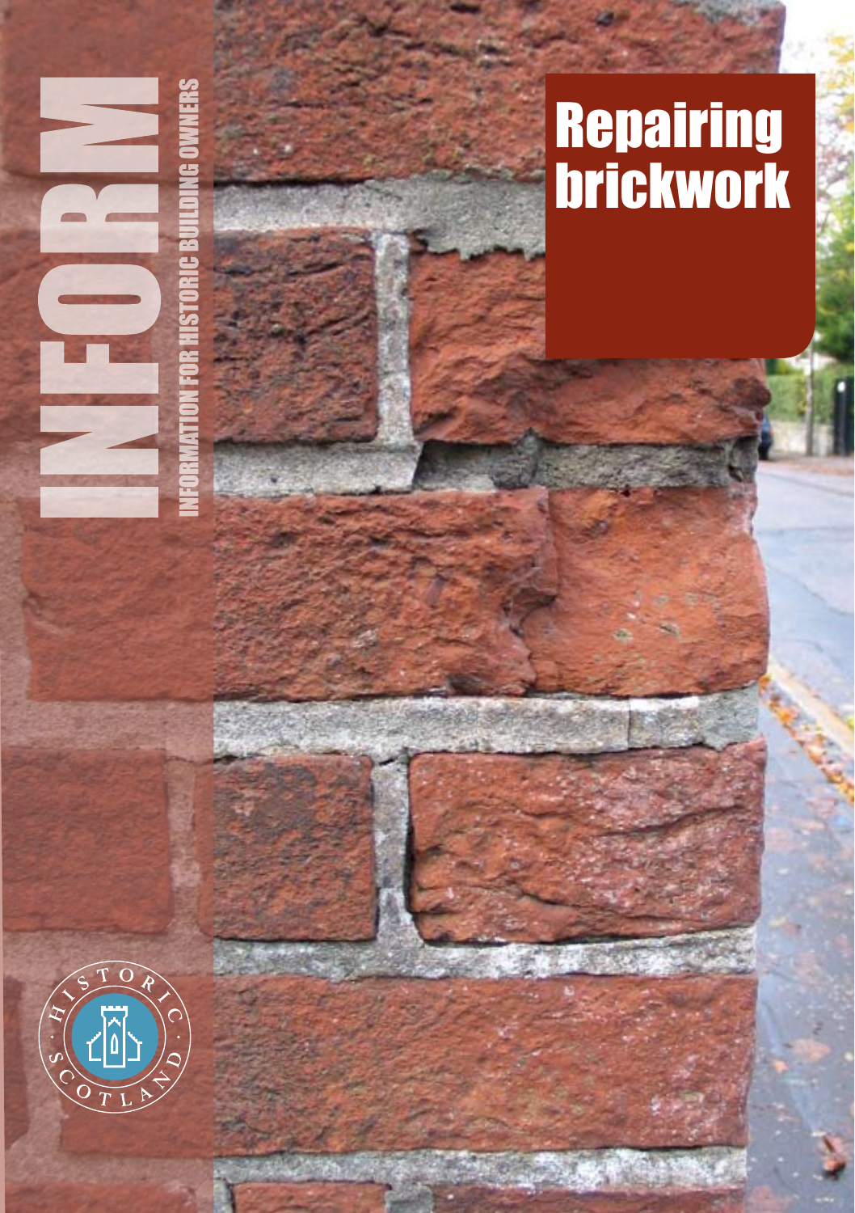# INFORM

INFORMATION FOR HISTORIC BUILDING OWNERS

# Repairing brickwork

HISTORIC SCOTLAND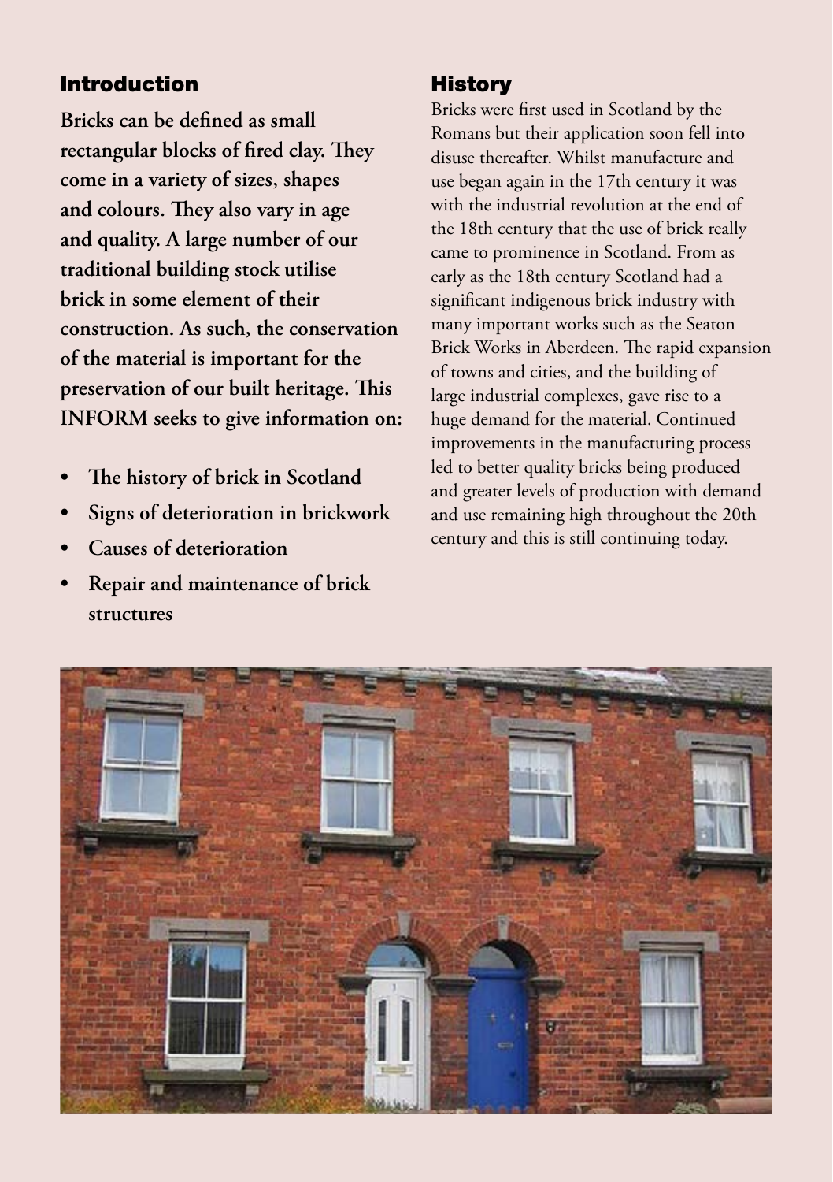## Introduction

**Bricks can be defined as small rectangular blocks of fired clay. They come in a variety of sizes, shapes and colours. They also vary in age and quality. A large number of our traditional building stock utilise brick in some element of their construction. As such, the conservation of the material is important for the preservation of our built heritage. This INFORM seeks to give information on:**

- **The history of brick in Scotland**
- **Signs of deterioration in brickwork**
- **Causes of deterioration**
- **Repair and maintenance of brick structures**

## History

Bricks were first used in Scotland by the Romans but their application soon fell into disuse thereafter. Whilst manufacture and use began again in the 17th century it was with the industrial revolution at the end of the 18th century that the use of brick really came to prominence in Scotland. From as early as the 18th century Scotland had a significant indigenous brick industry with many important works such as the Seaton Brick Works in Aberdeen. The rapid expansion of towns and cities, and the building of large industrial complexes, gave rise to a huge demand for the material. Continued improvements in the manufacturing process led to better quality bricks being produced and greater levels of production with demand and use remaining high throughout the 20th century and this is still continuing today.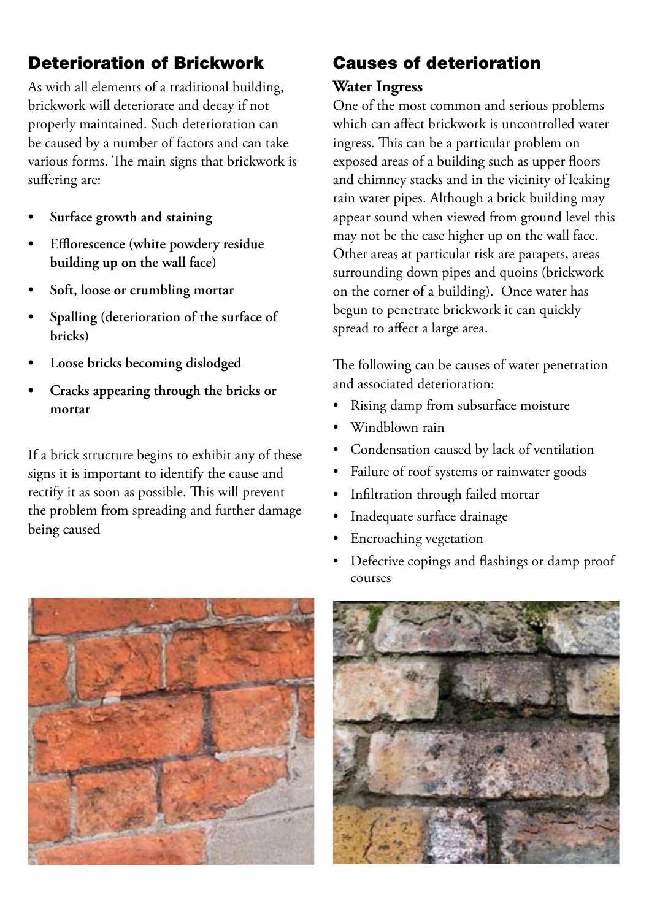## Deterioration of Brickwork

As with all elements of a traditional building, brickwork will deteriorate and decay if not properly maintained. Such deterioration can be caused by a number of factors and can take various forms. The main signs that brickwork is suffering are:

- **Surface growth and staining**
- **Efflorescence (white powdery residue building up on the wall face)**
- **Soft, loose or crumbling mortar**
- **Spalling (deterioration of the surface of bricks)**
- **Loose bricks becoming dislodged**
- **Cracks appearing through the bricks or mortar**

If a brick structure begins to exhibit any of these signs it is important to identify the cause and rectify it as soon as possible. This will prevent the problem from spreading and further damage being caused

## Causes of deterioration

### Water Ingress

One of the most common and serious problems which can affect brickwork is uncontrolled water ingress. This can be a particular problem on exposed areas of a building such as upper floors and chimney stacks and in the vicinity of leaking rain water pipes. Although a brick building may appear sound when viewed from ground level this may not be the case higher up on the wall face. Other areas at particular risk are parapets, areas surrounding down pipes and quoins (brickwork on the corner of a building). Once water has begun to penetrate brickwork it can quickly spread to affect a large area.

The following can be causes of water penetration and associated deterioration:

- Rising damp from subsurface moisture
- Windblown rain
- Condensation caused by lack of ventilation
- Failure of roof systems or rainwater goods
- Infiltration through failed mortar
- Inadequate surface drainage
- Encroaching vegetation
- Defective copings and flashings or damp proof courses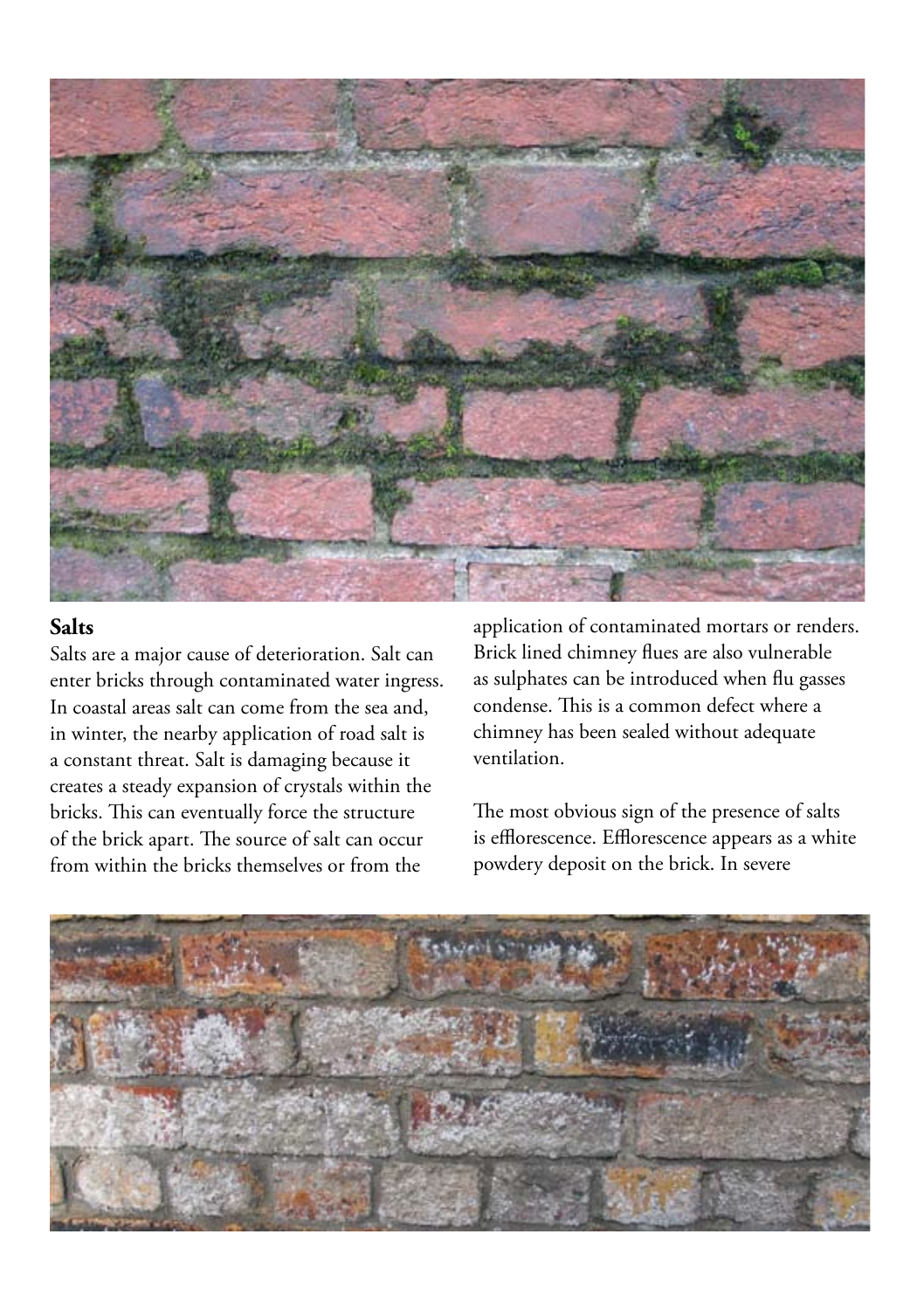## Salts

Salts are a major cause of deterioration. Salt can enter bricks through contaminated water ingress. In coastal areas salt can come from the sea and, in winter, the nearby application of road salt is a constant threat. Salt is damaging because it creates a steady expansion of crystals within the bricks. This can eventually force the structure of the brick apart. The source of salt can occur from within the bricks themselves or from the application of contaminated mortars or renders. Brick lined chimney flues are also vulnerable as sulphates can be introduced when flu gasses condense. This is a common defect where a chimney has been sealed without adequate ventilation.

The most obvious sign of the presence of salts is efflorescence. Efflorescence appears as a white powdery deposit on the brick. In severe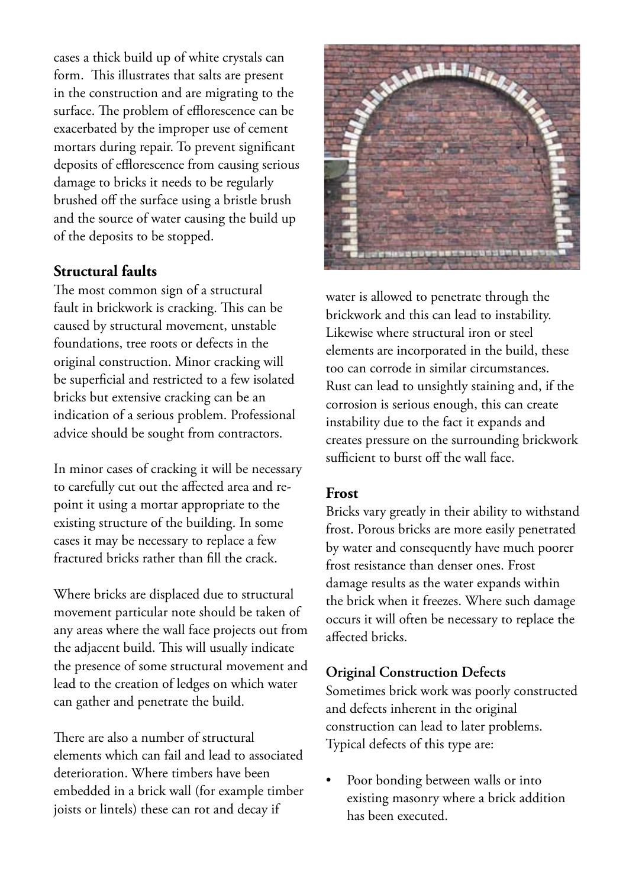cases a thick build up of white crystals can form. This illustrates that salts are present in the construction and are migrating to the surface. The problem of efflorescence can be exacerbated by the improper use of cement mortars during repair. To prevent significant deposits of efflorescence from causing serious damage to bricks it needs to be regularly brushed off the surface using a bristle brush and the source of water causing the build up of the deposits to be stopped.

## Structural faults

The most common sign of a structural fault in brickwork is cracking. This can be caused by structural movement, unstable foundations, tree roots or defects in the original construction. Minor cracking will be superficial and restricted to a few isolated bricks but extensive cracking can be an indication of a serious problem. Professional advice should be sought from contractors.

In minor cases of cracking it will be necessary to carefully cut out the affected area and re-point it using a mortar appropriate to the existing structure of the building. In some cases it may be necessary to replace a few fractured bricks rather than fill the crack.

Where bricks are displaced due to structural movement particular note should be taken of any areas where the wall face projects out from the adjacent build. This will usually indicate the presence of some structural movement and lead to the creation of ledges on which water can gather and penetrate the build.

There are also a number of structural elements which can fail and lead to associated deterioration. Where timbers have been embedded in a brick wall (for example timber joists or lintels) these can rot and decay if water is allowed to penetrate through the brickwork and this can lead to instability. Likewise where structural iron or steel elements are incorporated in the build, these too can corrode in similar circumstances. Rust can lead to unsightly staining and, if the corrosion is serious enough, this can create instability due to the fact it expands and creates pressure on the surrounding brickwork sufficient to burst off the wall face.

## Frost

Bricks vary greatly in their ability to withstand frost. Porous bricks are more easily penetrated by water and consequently have much poorer frost resistance than denser ones. Frost damage results as the water expands within the brick when it freezes. Where such damage occurs it will often be necessary to replace the affected bricks.

## Original Construction Defects

Sometimes brick work was poorly constructed and defects inherent in the original construction can lead to later problems. Typical defects of this type are:

- Poor bonding between walls or into existing masonry where a brick addition has been executed.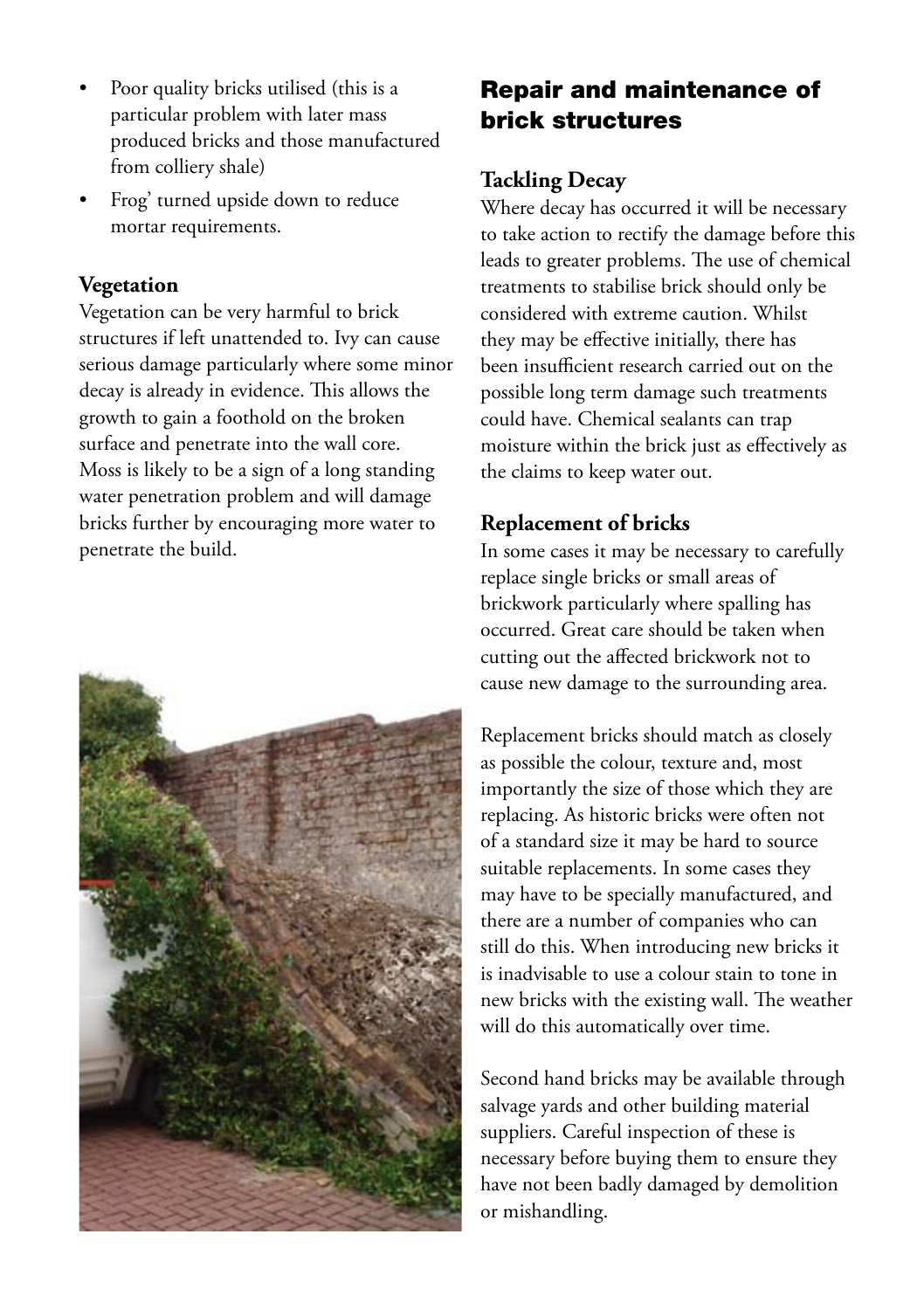- Poor quality bricks utilised (this is a particular problem with later mass produced bricks and those manufactured from colliery shale)
- Frog' turned upside down to reduce mortar requirements.

### Vegetation

Vegetation can be very harmful to brick structures if left unattended to. Ivy can cause serious damage particularly where some minor decay is already in evidence. This allows the growth to gain a foothold on the broken surface and penetrate into the wall core. Moss is likely to be a sign of a long standing water penetration problem and will damage bricks further by encouraging more water to penetrate the build.

## Repair and maintenance of brick structures

### Tackling Decay

Where decay has occurred it will be necessary to take action to rectify the damage before this leads to greater problems. The use of chemical treatments to stabilise brick should only be considered with extreme caution. Whilst they may be effective initially, there has been insufficient research carried out on the possible long term damage such treatments could have. Chemical sealants can trap moisture within the brick just as effectively as the claims to keep water out.

### Replacement of bricks

In some cases it may be necessary to carefully replace single bricks or small areas of brickwork particularly where spalling has occurred. Great care should be taken when cutting out the affected brickwork not to cause new damage to the surrounding area.

Replacement bricks should match as closely as possible the colour, texture and, most importantly the size of those which they are replacing. As historic bricks were often not of a standard size it may be hard to source suitable replacements. In some cases they may have to be specially manufactured, and there are a number of companies who can still do this. When introducing new bricks it is inadvisable to use a colour stain to tone in new bricks with the existing wall. The weather will do this automatically over time.

Second hand bricks may be available through salvage yards and other building material suppliers. Careful inspection of these is necessary before buying them to ensure they have not been badly damaged by demolition or mishandling.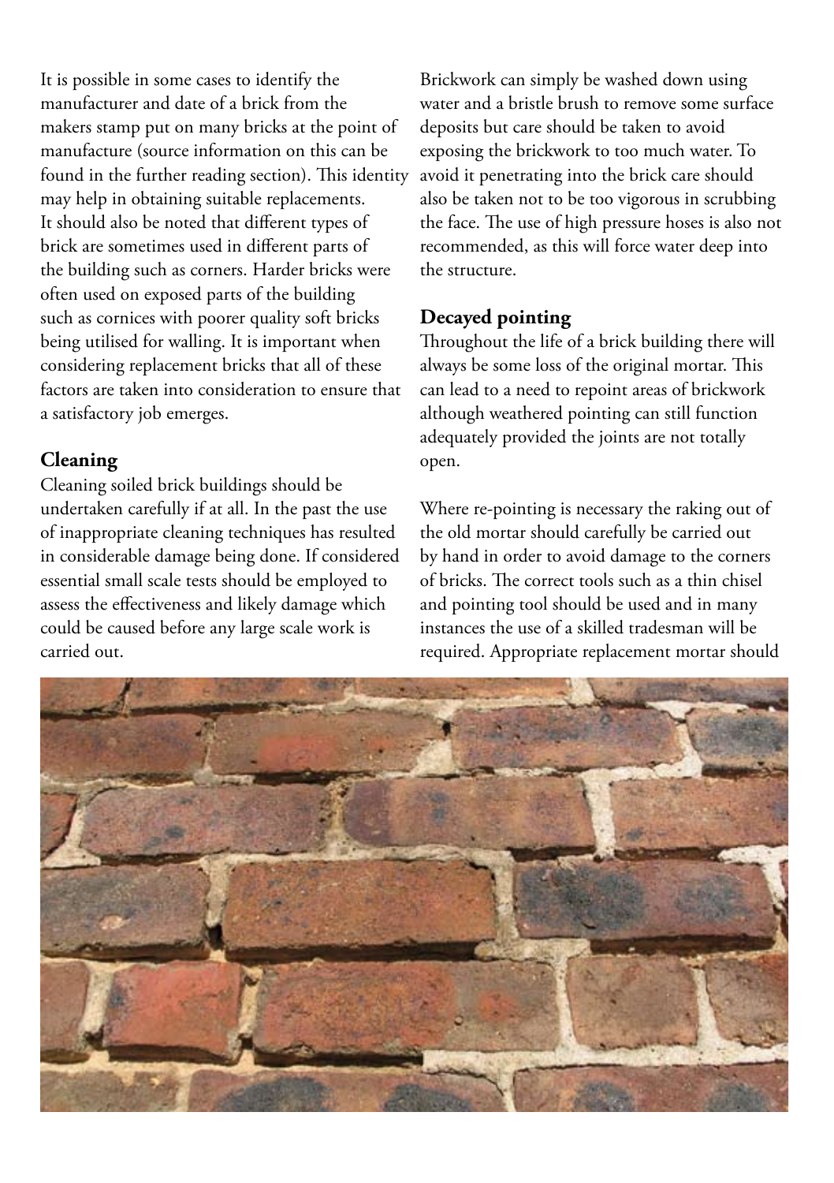It is possible in some cases to identify the manufacturer and date of a brick from the makers stamp put on many bricks at the point of manufacture (source information on this can be found in the further reading section). This identity may help in obtaining suitable replacements. It should also be noted that different types of brick are sometimes used in different parts of the building such as corners. Harder bricks were often used on exposed parts of the building such as cornices with poorer quality soft bricks being utilised for walling. It is important when considering replacement bricks that all of these factors are taken into consideration to ensure that a satisfactory job emerges.

## Cleaning

Cleaning soiled brick buildings should be undertaken carefully if at all. In the past the use of inappropriate cleaning techniques has resulted in considerable damage being done. If considered essential small scale tests should be employed to assess the effectiveness and likely damage which could be caused before any large scale work is carried out.

Brickwork can simply be washed down using water and a bristle brush to remove some surface deposits but care should be taken to avoid exposing the brickwork to too much water. To avoid it penetrating into the brick care should also be taken not to be too vigorous in scrubbing the face. The use of high pressure hoses is also not recommended, as this will force water deep into the structure.

## Decayed pointing

Throughout the life of a brick building there will always be some loss of the original mortar. This can lead to a need to repoint areas of brickwork although weathered pointing can still function adequately provided the joints are not totally open.

Where re-pointing is necessary the raking out of the old mortar should carefully be carried out by hand in order to avoid damage to the corners of bricks. The correct tools such as a thin chisel and pointing tool should be used and in many instances the use of a skilled tradesman will be required. Appropriate replacement mortar should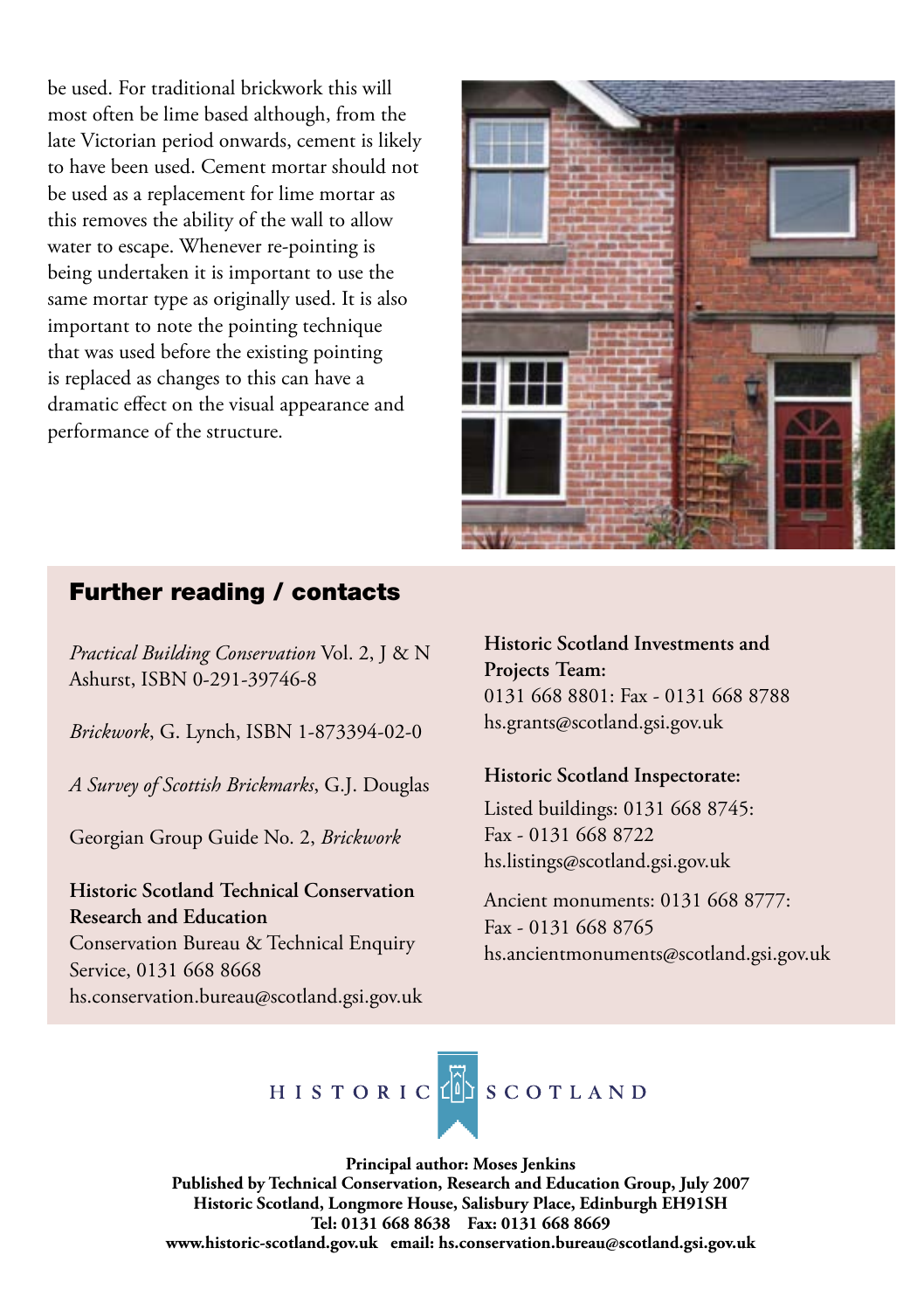be used. For traditional brickwork this will most often be lime based although, from the late Victorian period onwards, cement is likely to have been used. Cement mortar should not be used as a replacement for lime mortar as this removes the ability of the wall to allow water to escape. Whenever re-pointing is being undertaken it is important to use the same mortar type as originally used. It is also important to note the pointing technique that was used before the existing pointing is replaced as changes to this can have a dramatic effect on the visual appearance and performance of the structure.

## Further reading / contacts

*Practical Building Conservation* Vol. 2, J & N Ashurst, ISBN 0-291-39746-8

*Brickwork*, G. Lynch, ISBN 1-873394-02-0

*A Survey of Scottish Brickmarks*, G.J. Douglas

Georgian Group Guide No. 2, *Brickwork*

**Historic Scotland Technical Conservation Research and Education**
Conservation Bureau & Technical Enquiry Service, 0131 668 8668
hs.conservation.bureau@scotland.gsi.gov.uk

**Historic Scotland Investments and Projects Team:**
0131 668 8801: Fax - 0131 668 8788
hs.grants@scotland.gsi.gov.uk

**Historic Scotland Inspectorate:**

Listed buildings: 0131 668 8745:
Fax - 0131 668 8722
hs.listings@scotland.gsi.gov.uk

Ancient monuments: 0131 668 8777:
Fax - 0131 668 8765
hs.ancientmonuments@scotland.gsi.gov.uk

HISTORIC SCOTLAND

**Principal author: Moses Jenkins**
**Published by Technical Conservation, Research and Education Group, July 2007**
**Historic Scotland, Longmore House, Salisbury Place, Edinburgh EH91SH**
**Tel: 0131 668 8638 Fax: 0131 668 8669**
**www.historic-scotland.gov.uk email: hs.conservation.bureau@scotland.gsi.gov.uk**